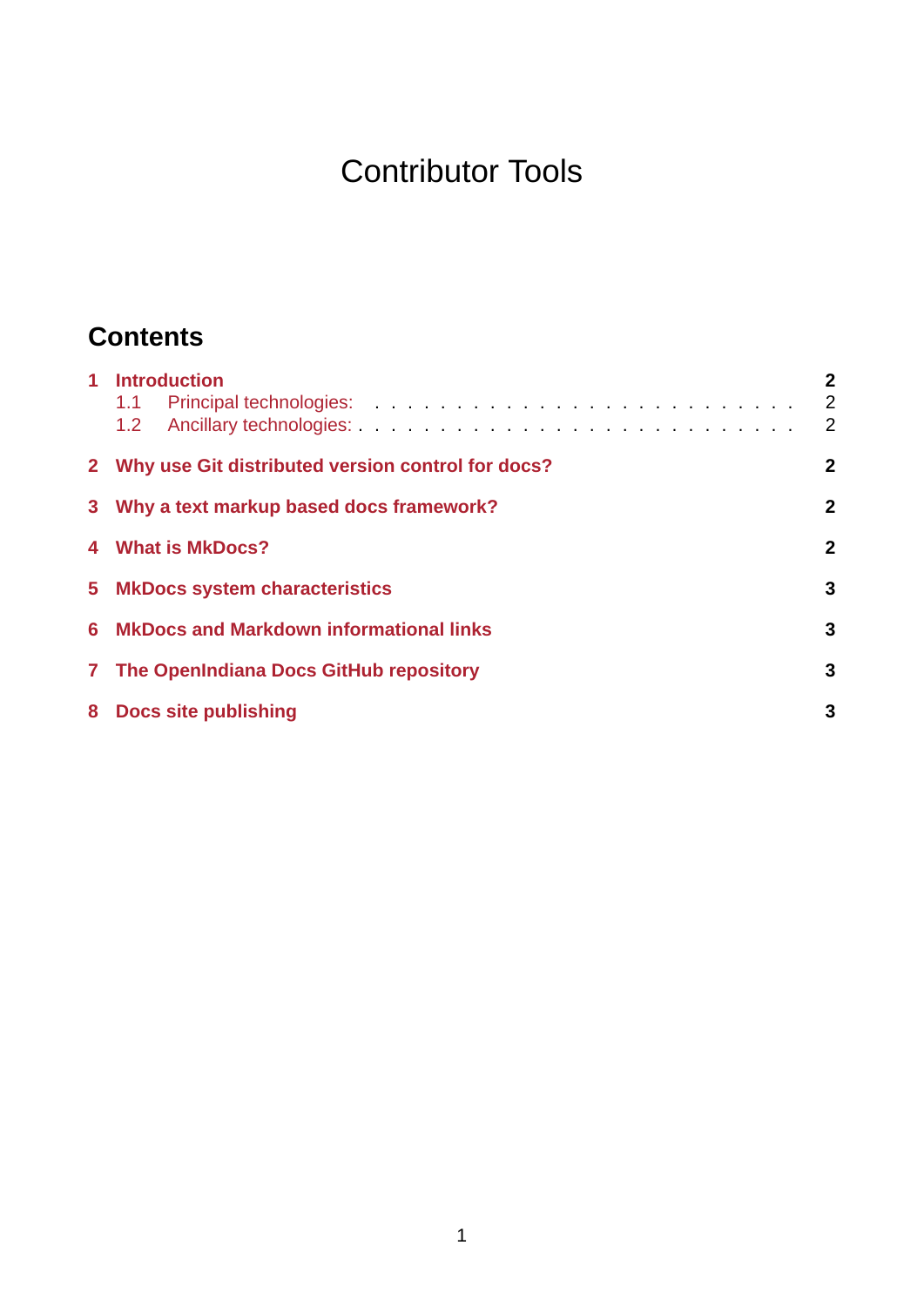# Contributor Tools

## Contents

**1 Introduction** — **2**

- 1.1 Principal technologies: — 2
- 1.2 Ancillary technologies: — 2

**2 Why use Git distributed version control for docs?** — **2**

**3 Why a text markup based docs framework?** — **2**

**4 What is MkDocs?** — **2**

**5 MkDocs system characteristics** — **3**

**6 MkDocs and Markdown informational links** — **3**

**7 The OpenIndiana Docs GitHub repository** — **3**

**8 Docs site publishing** — **3**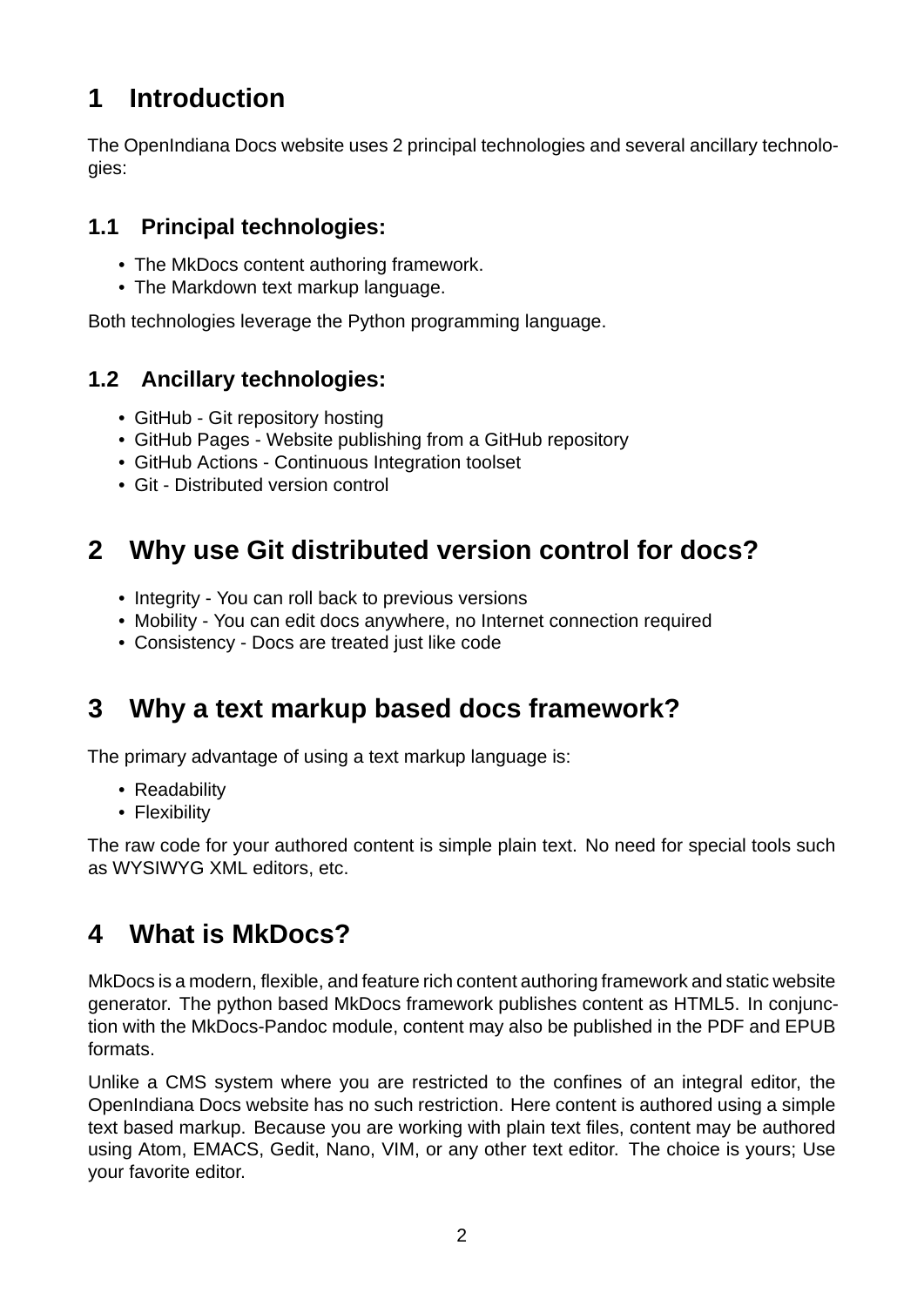# 1 Introduction

The OpenIndiana Docs website uses 2 principal technologies and several ancillary technologies:

## 1.1 Principal technologies:

- The MkDocs content authoring framework.
- The Markdown text markup language.

Both technologies leverage the Python programming language.

## 1.2 Ancillary technologies:

- GitHub - Git repository hosting
- GitHub Pages - Website publishing from a GitHub repository
- GitHub Actions - Continuous Integration toolset
- Git - Distributed version control

# 2 Why use Git distributed version control for docs?

- Integrity - You can roll back to previous versions
- Mobility - You can edit docs anywhere, no Internet connection required
- Consistency - Docs are treated just like code

# 3 Why a text markup based docs framework?

The primary advantage of using a text markup language is:

- Readability
- Flexibility

The raw code for your authored content is simple plain text. No need for special tools such as WYSIWYG XML editors, etc.

# 4 What is MkDocs?

MkDocs is a modern, flexible, and feature rich content authoring framework and static website generator. The python based MkDocs framework publishes content as HTML5. In conjunction with the MkDocs-Pandoc module, content may also be published in the PDF and EPUB formats.

Unlike a CMS system where you are restricted to the confines of an integral editor, the OpenIndiana Docs website has no such restriction. Here content is authored using a simple text based markup. Because you are working with plain text files, content may be authored using Atom, EMACS, Gedit, Nano, VIM, or any other text editor. The choice is yours; Use your favorite editor.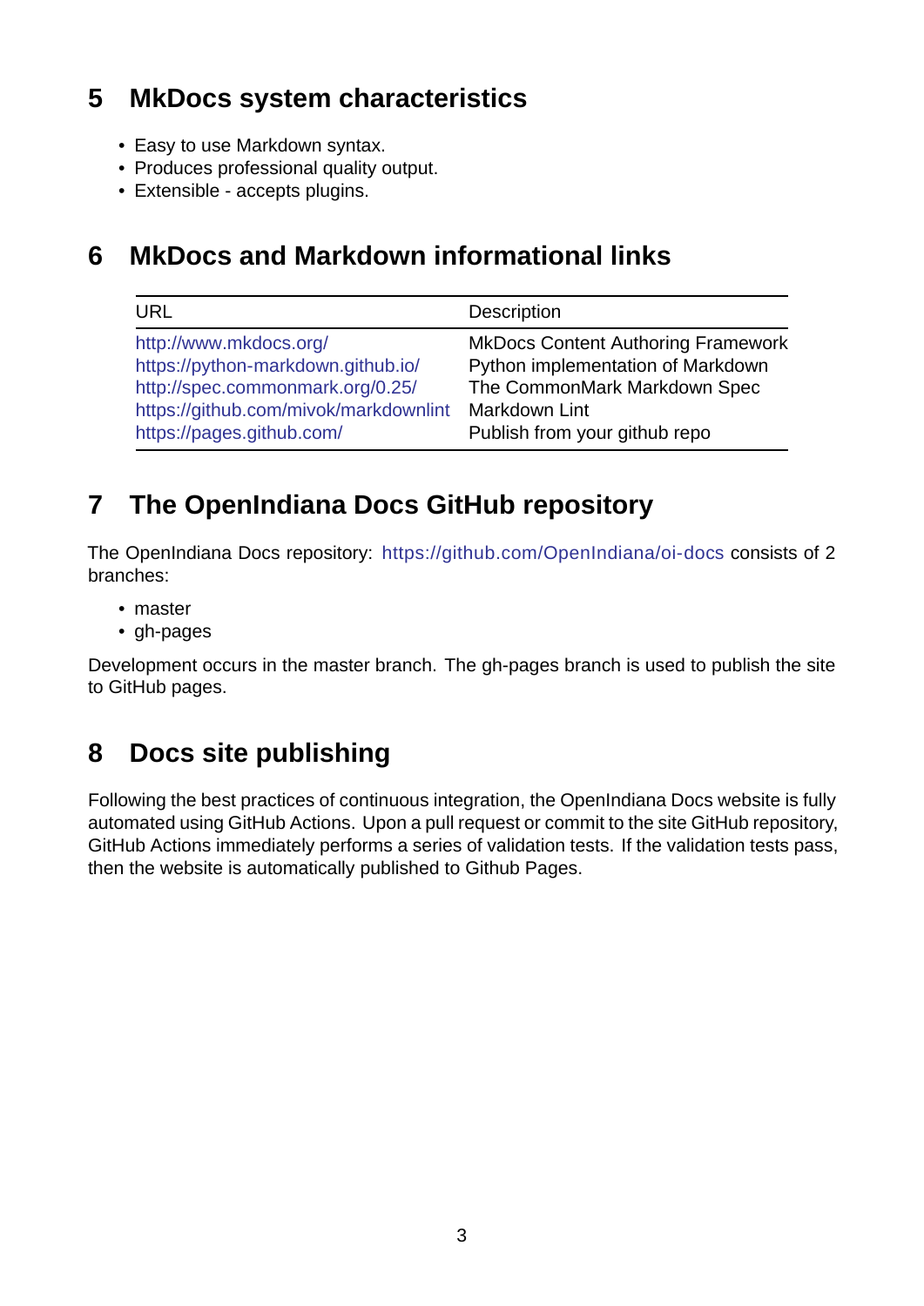## 5 MkDocs system characteristics

- Easy to use Markdown syntax.
- Produces professional quality output.
- Extensible - accepts plugins.

## 6 MkDocs and Markdown informational links

| URL | Description |
| --- | --- |
| http://www.mkdocs.org/ | MkDocs Content Authoring Framework |
| https://python-markdown.github.io/ | Python implementation of Markdown |
| http://spec.commonmark.org/0.25/ | The CommonMark Markdown Spec |
| https://github.com/mivok/markdownlint | Markdown Lint |
| https://pages.github.com/ | Publish from your github repo |

## 7 The OpenIndiana Docs GitHub repository

The OpenIndiana Docs repository: https://github.com/OpenIndiana/oi-docs consists of 2 branches:

- master
- gh-pages

Development occurs in the master branch. The gh-pages branch is used to publish the site to GitHub pages.

## 8 Docs site publishing

Following the best practices of continuous integration, the OpenIndiana Docs website is fully automated using GitHub Actions. Upon a pull request or commit to the site GitHub repository, GitHub Actions immediately performs a series of validation tests. If the validation tests pass, then the website is automatically published to Github Pages.